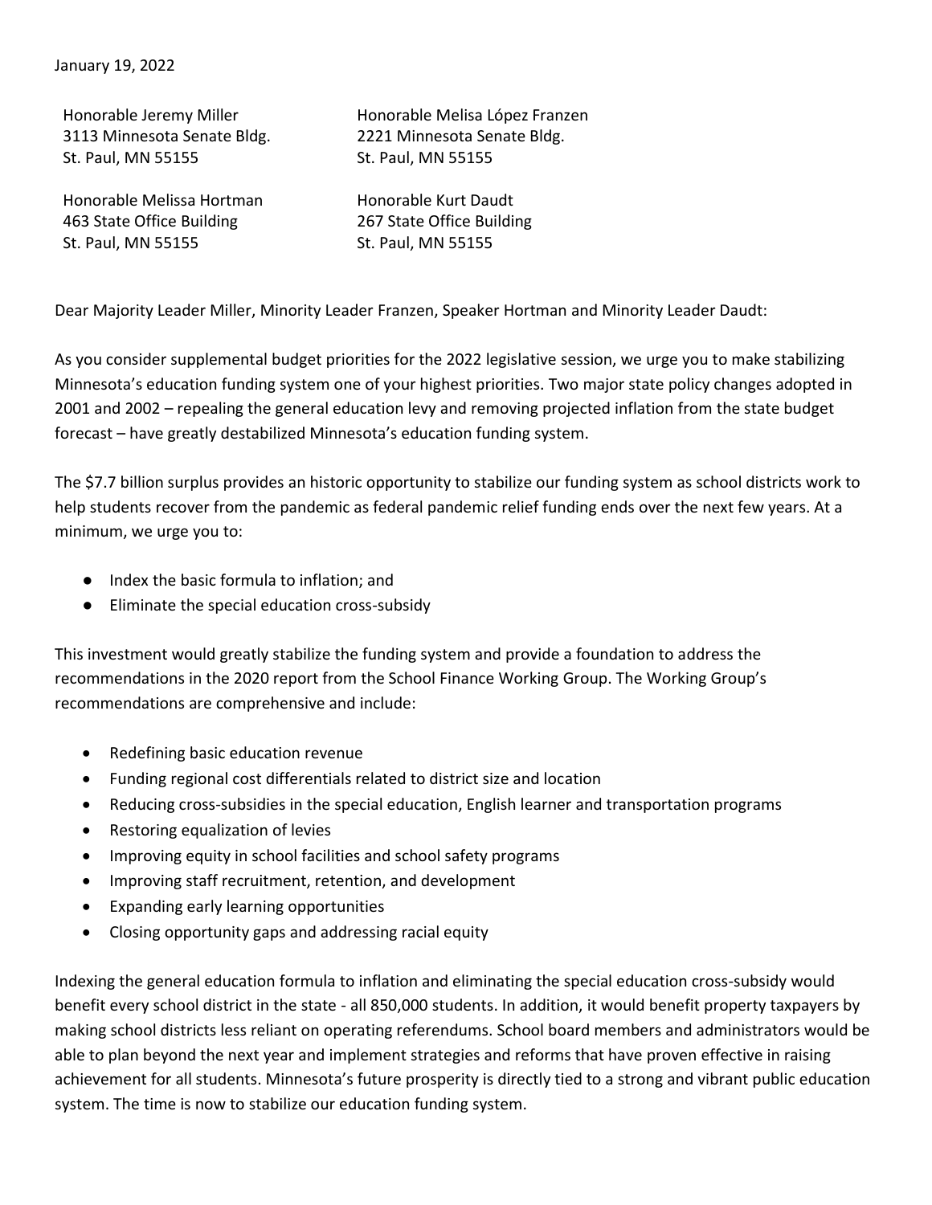January 19, 2022

Honorable Jeremy Miller
3113 Minnesota Senate Bldg.
St. Paul, MN 55155

Honorable Melisa López Franzen
2221 Minnesota Senate Bldg.
St. Paul, MN 55155

Honorable Melissa Hortman
463 State Office Building
St. Paul, MN 55155

Honorable Kurt Daudt
267 State Office Building
St. Paul, MN 55155

Dear Majority Leader Miller, Minority Leader Franzen, Speaker Hortman and Minority Leader Daudt:

As you consider supplemental budget priorities for the 2022 legislative session, we urge you to make stabilizing Minnesota's education funding system one of your highest priorities. Two major state policy changes adopted in 2001 and 2002 – repealing the general education levy and removing projected inflation from the state budget forecast – have greatly destabilized Minnesota's education funding system.

The $7.7 billion surplus provides an historic opportunity to stabilize our funding system as school districts work to help students recover from the pandemic as federal pandemic relief funding ends over the next few years. At a minimum, we urge you to:

- Index the basic formula to inflation; and
- Eliminate the special education cross-subsidy

This investment would greatly stabilize the funding system and provide a foundation to address the recommendations in the 2020 report from the School Finance Working Group. The Working Group's recommendations are comprehensive and include:

- Redefining basic education revenue
- Funding regional cost differentials related to district size and location
- Reducing cross-subsidies in the special education, English learner and transportation programs
- Restoring equalization of levies
- Improving equity in school facilities and school safety programs
- Improving staff recruitment, retention, and development
- Expanding early learning opportunities
- Closing opportunity gaps and addressing racial equity

Indexing the general education formula to inflation and eliminating the special education cross-subsidy would benefit every school district in the state - all 850,000 students. In addition, it would benefit property taxpayers by making school districts less reliant on operating referendums. School board members and administrators would be able to plan beyond the next year and implement strategies and reforms that have proven effective in raising achievement for all students. Minnesota's future prosperity is directly tied to a strong and vibrant public education system. The time is now to stabilize our education funding system.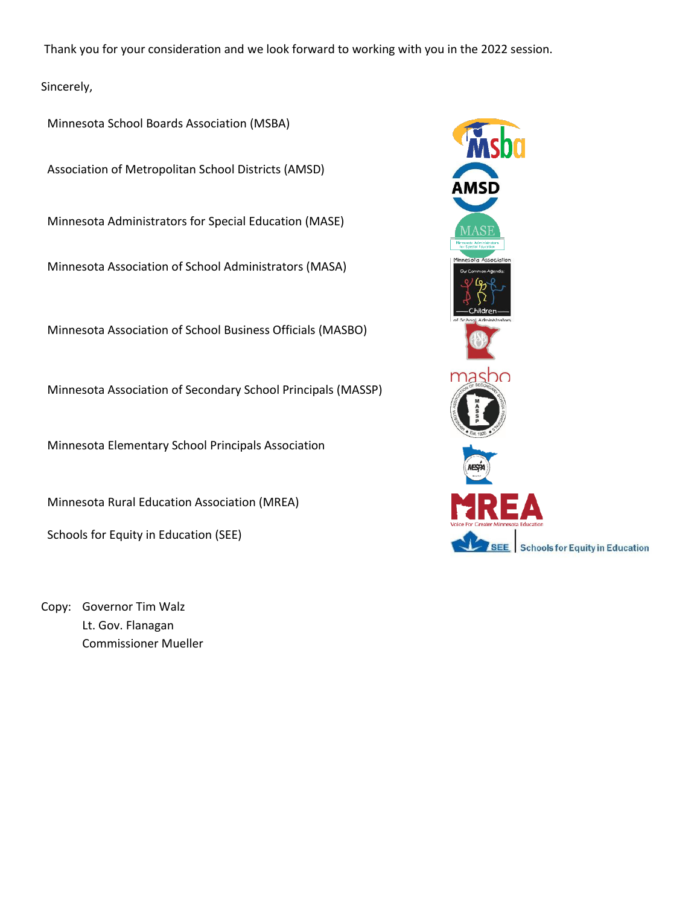Thank you for your consideration and we look forward to working with you in the 2022 session.

Sincerely,

Minnesota School Boards Association (MSBA)

Association of Metropolitan School Districts (AMSD)

Minnesota Administrators for Special Education (MASE)

Minnesota Association of School Administrators (MASA)

Minnesota Association of School Business Officials (MASBO)

Minnesota Association of Secondary School Principals (MASSP)

Minnesota Elementary School Principals Association

Minnesota Rural Education Association (MREA)

Schools for Equity in Education (SEE)

Copy: Governor Tim Walz
Lt. Gov. Flanagan
Commissioner Mueller